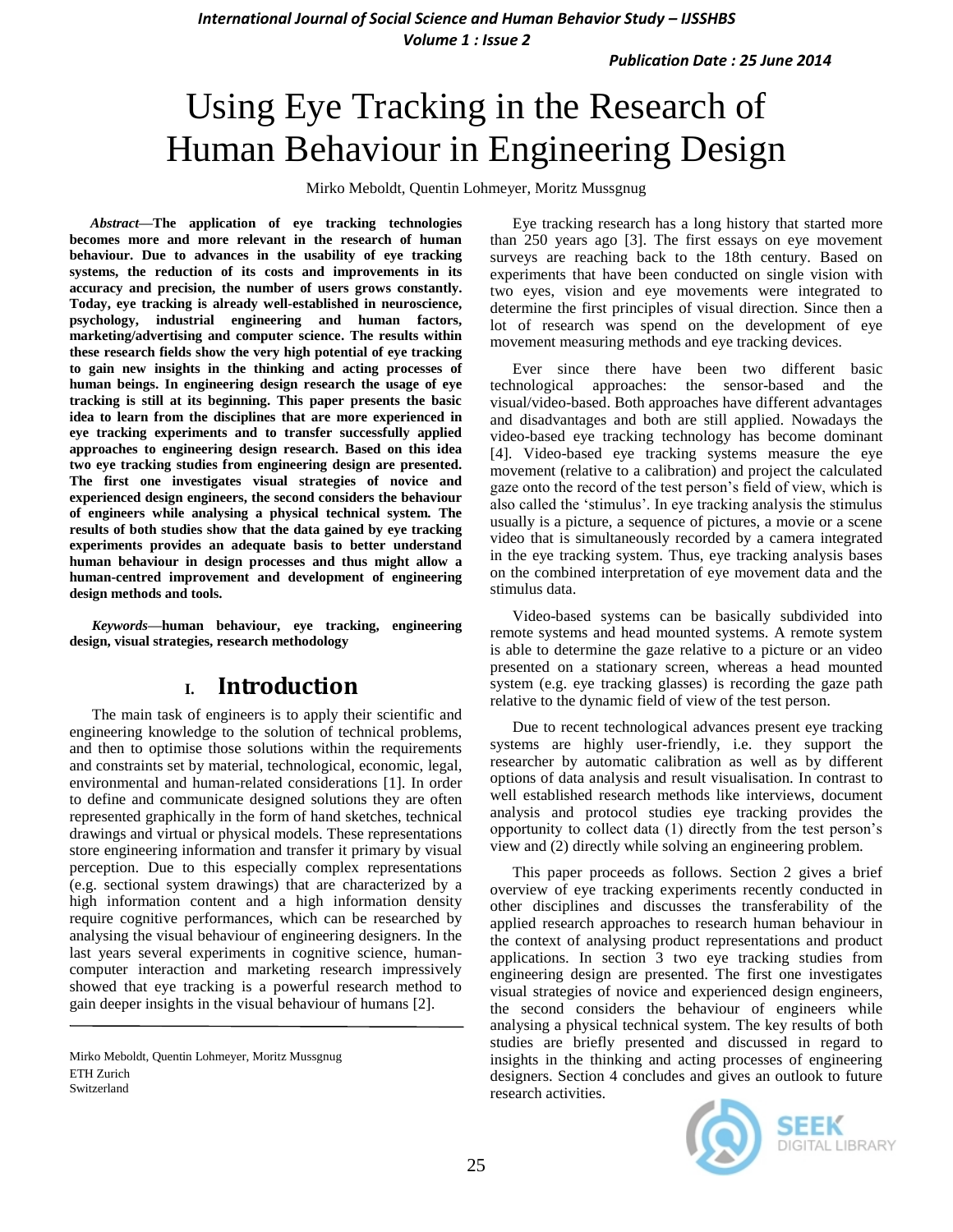# Using Eye Tracking in the Research of Human Behaviour in Engineering Design

Mirko Meboldt, Quentin Lohmeyer, Moritz Mussgnug

***Abstract*—The application of eye tracking technologies becomes more and more relevant in the research of human behaviour. Due to advances in the usability of eye tracking systems, the reduction of its costs and improvements in its accuracy and precision, the number of users grows constantly. Today, eye tracking is already well-established in neuroscience, psychology, industrial engineering and human factors, marketing/advertising and computer science. The results within these research fields show the very high potential of eye tracking to gain new insights in the thinking and acting processes of human beings. In engineering design research the usage of eye tracking is still at its beginning. This paper presents the basic idea to learn from the disciplines that are more experienced in eye tracking experiments and to transfer successfully applied approaches to engineering design research. Based on this idea two eye tracking studies from engineering design are presented. The first one investigates visual strategies of novice and experienced design engineers, the second considers the behaviour of engineers while analysing a physical technical system. The results of both studies show that the data gained by eye tracking experiments provides an adequate basis to better understand human behaviour in design processes and thus might allow a human-centred improvement and development of engineering design methods and tools.**

***Keywords*—human behaviour, eye tracking, engineering design, visual strategies, research methodology**

## I. Introduction

The main task of engineers is to apply their scientific and engineering knowledge to the solution of technical problems, and then to optimise those solutions within the requirements and constraints set by material, technological, economic, legal, environmental and human-related considerations [1]. In order to define and communicate designed solutions they are often represented graphically in the form of hand sketches, technical drawings and virtual or physical models. These representations store engineering information and transfer it primary by visual perception. Due to this especially complex representations (e.g. sectional system drawings) that are characterized by a high information content and a high information density require cognitive performances, which can be researched by analysing the visual behaviour of engineering designers. In the last years several experiments in cognitive science, human-computer interaction and marketing research impressively showed that eye tracking is a powerful research method to gain deeper insights in the visual behaviour of humans [2].

Mirko Meboldt, Quentin Lohmeyer, Moritz Mussgnug
ETH Zurich
Switzerland

Eye tracking research has a long history that started more than 250 years ago [3]. The first essays on eye movement surveys are reaching back to the 18th century. Based on experiments that have been conducted on single vision with two eyes, vision and eye movements were integrated to determine the first principles of visual direction. Since then a lot of research was spend on the development of eye movement measuring methods and eye tracking devices.

Ever since there have been two different basic technological approaches: the sensor-based and the visual/video-based. Both approaches have different advantages and disadvantages and both are still applied. Nowadays the video-based eye tracking technology has become dominant [4]. Video-based eye tracking systems measure the eye movement (relative to a calibration) and project the calculated gaze onto the record of the test person's field of view, which is also called the 'stimulus'. In eye tracking analysis the stimulus usually is a picture, a sequence of pictures, a movie or a scene video that is simultaneously recorded by a camera integrated in the eye tracking system. Thus, eye tracking analysis bases on the combined interpretation of eye movement data and the stimulus data.

Video-based systems can be basically subdivided into remote systems and head mounted systems. A remote system is able to determine the gaze relative to a picture or an video presented on a stationary screen, whereas a head mounted system (e.g. eye tracking glasses) is recording the gaze path relative to the dynamic field of view of the test person.

Due to recent technological advances present eye tracking systems are highly user-friendly, i.e. they support the researcher by automatic calibration as well as by different options of data analysis and result visualisation. In contrast to well established research methods like interviews, document analysis and protocol studies eye tracking provides the opportunity to collect data (1) directly from the test person's view and (2) directly while solving an engineering problem.

This paper proceeds as follows. Section 2 gives a brief overview of eye tracking experiments recently conducted in other disciplines and discusses the transferability of the applied research approaches to research human behaviour in the context of analysing product representations and product applications. In section 3 two eye tracking studies from engineering design are presented. The first one investigates visual strategies of novice and experienced design engineers, the second considers the behaviour of engineers while analysing a physical technical system. The key results of both studies are briefly presented and discussed in regard to insights in the thinking and acting processes of engineering designers. Section 4 concludes and gives an outlook to future research activities.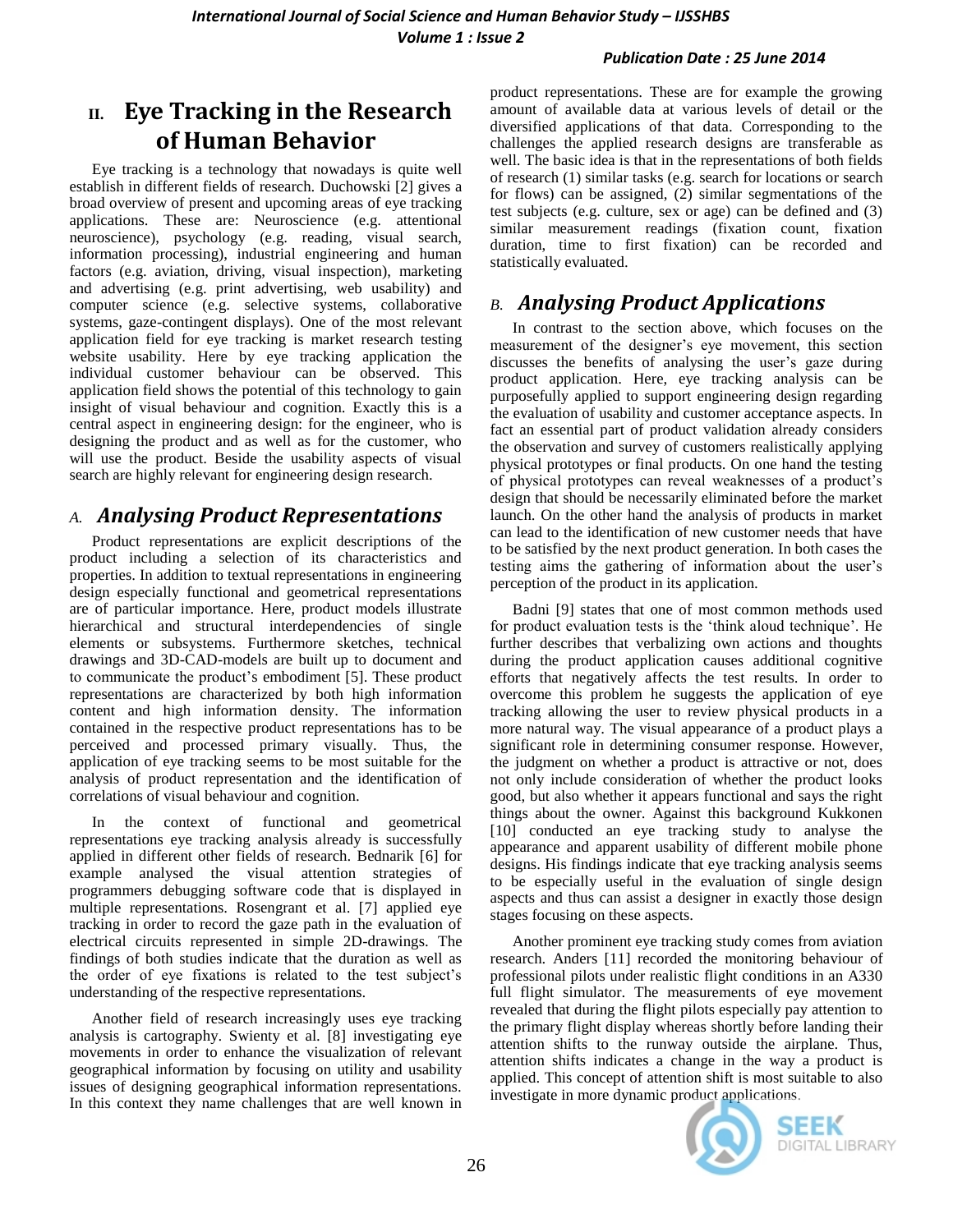## II. Eye Tracking in the Research of Human Behavior

Eye tracking is a technology that nowadays is quite well establish in different fields of research. Duchowski [2] gives a broad overview of present and upcoming areas of eye tracking applications. These are: Neuroscience (e.g. attentional neuroscience), psychology (e.g. reading, visual search, information processing), industrial engineering and human factors (e.g. aviation, driving, visual inspection), marketing and advertising (e.g. print advertising, web usability) and computer science (e.g. selective systems, collaborative systems, gaze-contingent displays). One of the most relevant application field for eye tracking is market research testing website usability. Here by eye tracking application the individual customer behaviour can be observed. This application field shows the potential of this technology to gain insight of visual behaviour and cognition. Exactly this is a central aspect in engineering design: for the engineer, who is designing the product and as well as for the customer, who will use the product. Beside the usability aspects of visual search are highly relevant for engineering design research.

### A. *Analysing Product Representations*

Product representations are explicit descriptions of the product including a selection of its characteristics and properties. In addition to textual representations in engineering design especially functional and geometrical representations are of particular importance. Here, product models illustrate hierarchical and structural interdependencies of single elements or subsystems. Furthermore sketches, technical drawings and 3D-CAD-models are built up to document and to communicate the product's embodiment [5]. These product representations are characterized by both high information content and high information density. The information contained in the respective product representations has to be perceived and processed primary visually. Thus, the application of eye tracking seems to be most suitable for the analysis of product representation and the identification of correlations of visual behaviour and cognition.

In the context of functional and geometrical representations eye tracking analysis already is successfully applied in different other fields of research. Bednarik [6] for example analysed the visual attention strategies of programmers debugging software code that is displayed in multiple representations. Rosengrant et al. [7] applied eye tracking in order to record the gaze path in the evaluation of electrical circuits represented in simple 2D-drawings. The findings of both studies indicate that the duration as well as the order of eye fixations is related to the test subject's understanding of the respective representations.

Another field of research increasingly uses eye tracking analysis is cartography. Swienty et al. [8] investigating eye movements in order to enhance the visualization of relevant geographical information by focusing on utility and usability issues of designing geographical information representations. In this context they name challenges that are well known in product representations. These are for example the growing amount of available data at various levels of detail or the diversified applications of that data. Corresponding to the challenges the applied research designs are transferable as well. The basic idea is that in the representations of both fields of research (1) similar tasks (e.g. search for locations or search for flows) can be assigned, (2) similar segmentations of the test subjects (e.g. culture, sex or age) can be defined and (3) similar measurement readings (fixation count, fixation duration, time to first fixation) can be recorded and statistically evaluated.

### B. *Analysing Product Applications*

In contrast to the section above, which focuses on the measurement of the designer's eye movement, this section discusses the benefits of analysing the user's gaze during product application. Here, eye tracking analysis can be purposefully applied to support engineering design regarding the evaluation of usability and customer acceptance aspects. In fact an essential part of product validation already considers the observation and survey of customers realistically applying physical prototypes or final products. On one hand the testing of physical prototypes can reveal weaknesses of a product's design that should be necessarily eliminated before the market launch. On the other hand the analysis of products in market can lead to the identification of new customer needs that have to be satisfied by the next product generation. In both cases the testing aims the gathering of information about the user's perception of the product in its application.

Badni [9] states that one of most common methods used for product evaluation tests is the 'think aloud technique'. He further describes that verbalizing own actions and thoughts during the product application causes additional cognitive efforts that negatively affects the test results. In order to overcome this problem he suggests the application of eye tracking allowing the user to review physical products in a more natural way. The visual appearance of a product plays a significant role in determining consumer response. However, the judgment on whether a product is attractive or not, does not only include consideration of whether the product looks good, but also whether it appears functional and says the right things about the owner. Against this background Kukkonen [10] conducted an eye tracking study to analyse the appearance and apparent usability of different mobile phone designs. His findings indicate that eye tracking analysis seems to be especially useful in the evaluation of single design aspects and thus can assist a designer in exactly those design stages focusing on these aspects.

Another prominent eye tracking study comes from aviation research. Anders [11] recorded the monitoring behaviour of professional pilots under realistic flight conditions in an A330 full flight simulator. The measurements of eye movement revealed that during the flight pilots especially pay attention to the primary flight display whereas shortly before landing their attention shifts to the runway outside the airplane. Thus, attention shifts indicates a change in the way a product is applied. This concept of attention shift is most suitable to also investigate in more dynamic product applications.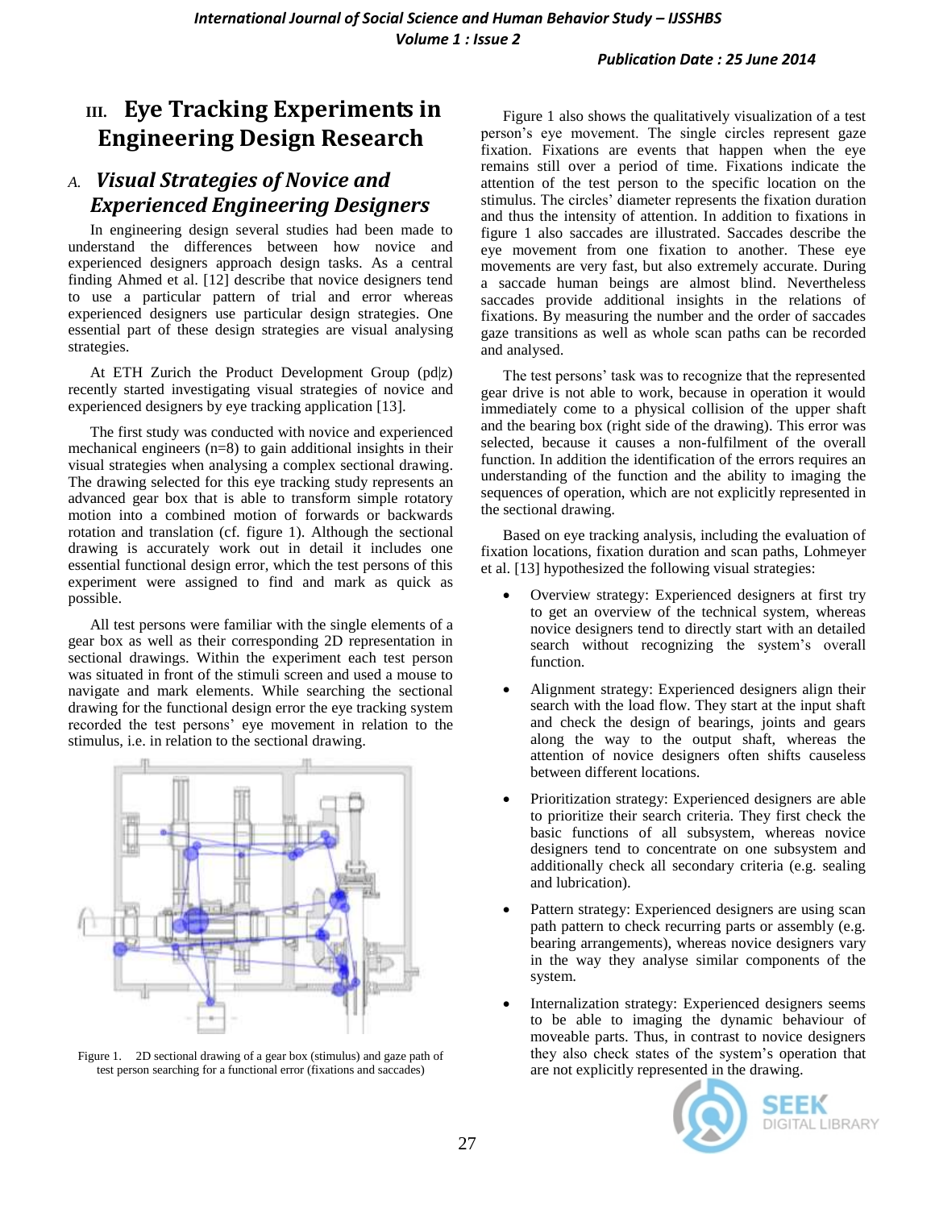# III. Eye Tracking Experiments in Engineering Design Research

## *A. Visual Strategies of Novice and Experienced Engineering Designers*

In engineering design several studies had been made to understand the differences between how novice and experienced designers approach design tasks. As a central finding Ahmed et al. [12] describe that novice designers tend to use a particular pattern of trial and error whereas experienced designers use particular design strategies. One essential part of these design strategies are visual analysing strategies.

At ETH Zurich the Product Development Group (pd|z) recently started investigating visual strategies of novice and experienced designers by eye tracking application [13].

The first study was conducted with novice and experienced mechanical engineers (n=8) to gain additional insights in their visual strategies when analysing a complex sectional drawing. The drawing selected for this eye tracking study represents an advanced gear box that is able to transform simple rotatory motion into a combined motion of forwards or backwards rotation and translation (cf. figure 1). Although the sectional drawing is accurately work out in detail it includes one essential functional design error, which the test persons of this experiment were assigned to find and mark as quick as possible.

All test persons were familiar with the single elements of a gear box as well as their corresponding 2D representation in sectional drawings. Within the experiment each test person was situated in front of the stimuli screen and used a mouse to navigate and mark elements. While searching the sectional drawing for the functional design error the eye tracking system recorded the test persons' eye movement in relation to the stimulus, i.e. in relation to the sectional drawing.

Figure 1. 2D sectional drawing of a gear box (stimulus) and gaze path of test person searching for a functional error (fixations and saccades)

Figure 1 also shows the qualitatively visualization of a test person's eye movement. The single circles represent gaze fixation. Fixations are events that happen when the eye remains still over a period of time. Fixations indicate the attention of the test person to the specific location on the stimulus. The circles' diameter represents the fixation duration and thus the intensity of attention. In addition to fixations in figure 1 also saccades are illustrated. Saccades describe the eye movement from one fixation to another. These eye movements are very fast, but also extremely accurate. During a saccade human beings are almost blind. Nevertheless saccades provide additional insights in the relations of fixations. By measuring the number and the order of saccades gaze transitions as well as whole scan paths can be recorded and analysed.

The test persons' task was to recognize that the represented gear drive is not able to work, because in operation it would immediately come to a physical collision of the upper shaft and the bearing box (right side of the drawing). This error was selected, because it causes a non-fulfilment of the overall function. In addition the identification of the errors requires an understanding of the function and the ability to imaging the sequences of operation, which are not explicitly represented in the sectional drawing.

Based on eye tracking analysis, including the evaluation of fixation locations, fixation duration and scan paths, Lohmeyer et al. [13] hypothesized the following visual strategies:

- Overview strategy: Experienced designers at first try to get an overview of the technical system, whereas novice designers tend to directly start with an detailed search without recognizing the system's overall function.
- Alignment strategy: Experienced designers align their search with the load flow. They start at the input shaft and check the design of bearings, joints and gears along the way to the output shaft, whereas the attention of novice designers often shifts causeless between different locations.
- Prioritization strategy: Experienced designers are able to prioritize their search criteria. They first check the basic functions of all subsystem, whereas novice designers tend to concentrate on one subsystem and additionally check all secondary criteria (e.g. sealing and lubrication).
- Pattern strategy: Experienced designers are using scan path pattern to check recurring parts or assembly (e.g. bearing arrangements), whereas novice designers vary in the way they analyse similar components of the system.
- Internalization strategy: Experienced designers seems to be able to imaging the dynamic behaviour of moveable parts. Thus, in contrast to novice designers they also check states of the system's operation that are not explicitly represented in the drawing.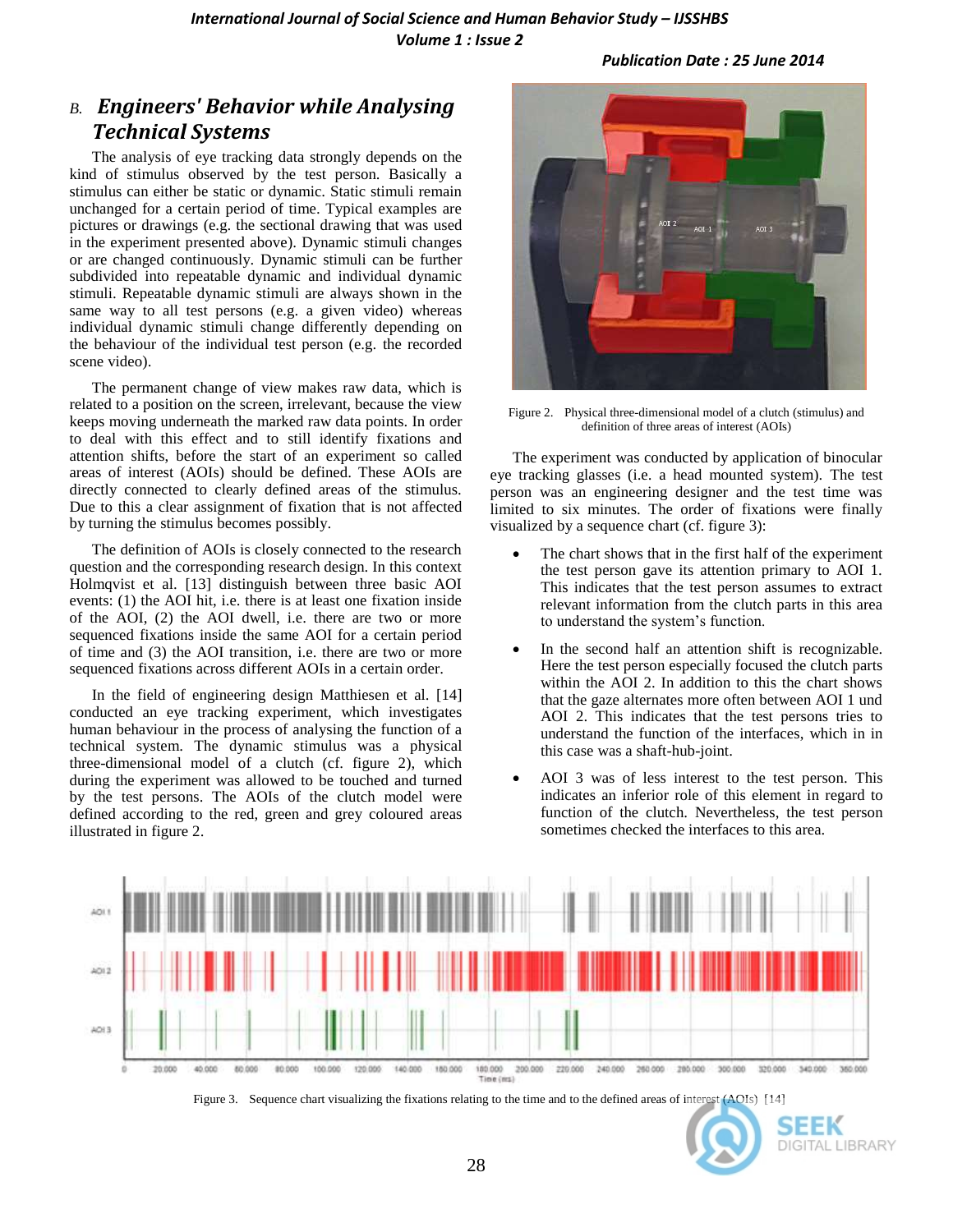## B. *Engineers' Behavior while Analysing Technical Systems*

The analysis of eye tracking data strongly depends on the kind of stimulus observed by the test person. Basically a stimulus can either be static or dynamic. Static stimuli remain unchanged for a certain period of time. Typical examples are pictures or drawings (e.g. the sectional drawing that was used in the experiment presented above). Dynamic stimuli changes or are changed continuously. Dynamic stimuli can be further subdivided into repeatable dynamic and individual dynamic stimuli. Repeatable dynamic stimuli are always shown in the same way to all test persons (e.g. a given video) whereas individual dynamic stimuli change differently depending on the behaviour of the individual test person (e.g. the recorded scene video).

The permanent change of view makes raw data, which is related to a position on the screen, irrelevant, because the view keeps moving underneath the marked raw data points. In order to deal with this effect and to still identify fixations and attention shifts, before the start of an experiment so called areas of interest (AOIs) should be defined. These AOIs are directly connected to clearly defined areas of the stimulus. Due to this a clear assignment of fixation that is not affected by turning the stimulus becomes possibly.

The definition of AOIs is closely connected to the research question and the corresponding research design. In this context Holmqvist et al. [13] distinguish between three basic AOI events: (1) the AOI hit, i.e. there is at least one fixation inside of the AOI, (2) the AOI dwell, i.e. there are two or more sequenced fixations inside the same AOI for a certain period of time and (3) the AOI transition, i.e. there are two or more sequenced fixations across different AOIs in a certain order.

In the field of engineering design Matthiesen et al. [14] conducted an eye tracking experiment, which investigates human behaviour in the process of analysing the function of a technical system. The dynamic stimulus was a physical three-dimensional model of a clutch (cf. figure 2), which during the experiment was allowed to be touched and turned by the test persons. The AOIs of the clutch model were defined according to the red, green and grey coloured areas illustrated in figure 2.

Figure 2. Physical three-dimensional model of a clutch (stimulus) and definition of three areas of interest (AOIs)

The experiment was conducted by application of binocular eye tracking glasses (i.e. a head mounted system). The test person was an engineering designer and the test time was limited to six minutes. The order of fixations were finally visualized by a sequence chart (cf. figure 3):

- The chart shows that in the first half of the experiment the test person gave its attention primary to AOI 1. This indicates that the test person assumes to extract relevant information from the clutch parts in this area to understand the system's function.
- In the second half an attention shift is recognizable. Here the test person especially focused the clutch parts within the AOI 2. In addition to this the chart shows that the gaze alternates more often between AOI 1 und AOI 2. This indicates that the test persons tries to understand the function of the interfaces, which in in this case was a shaft-hub-joint.
- AOI 3 was of less interest to the test person. This indicates an inferior role of this element in regard to function of the clutch. Nevertheless, the test person sometimes checked the interfaces to this area.

Figure 3. Sequence chart visualizing the fixations relating to the time and to the defined areas of interest (AOIs) [14]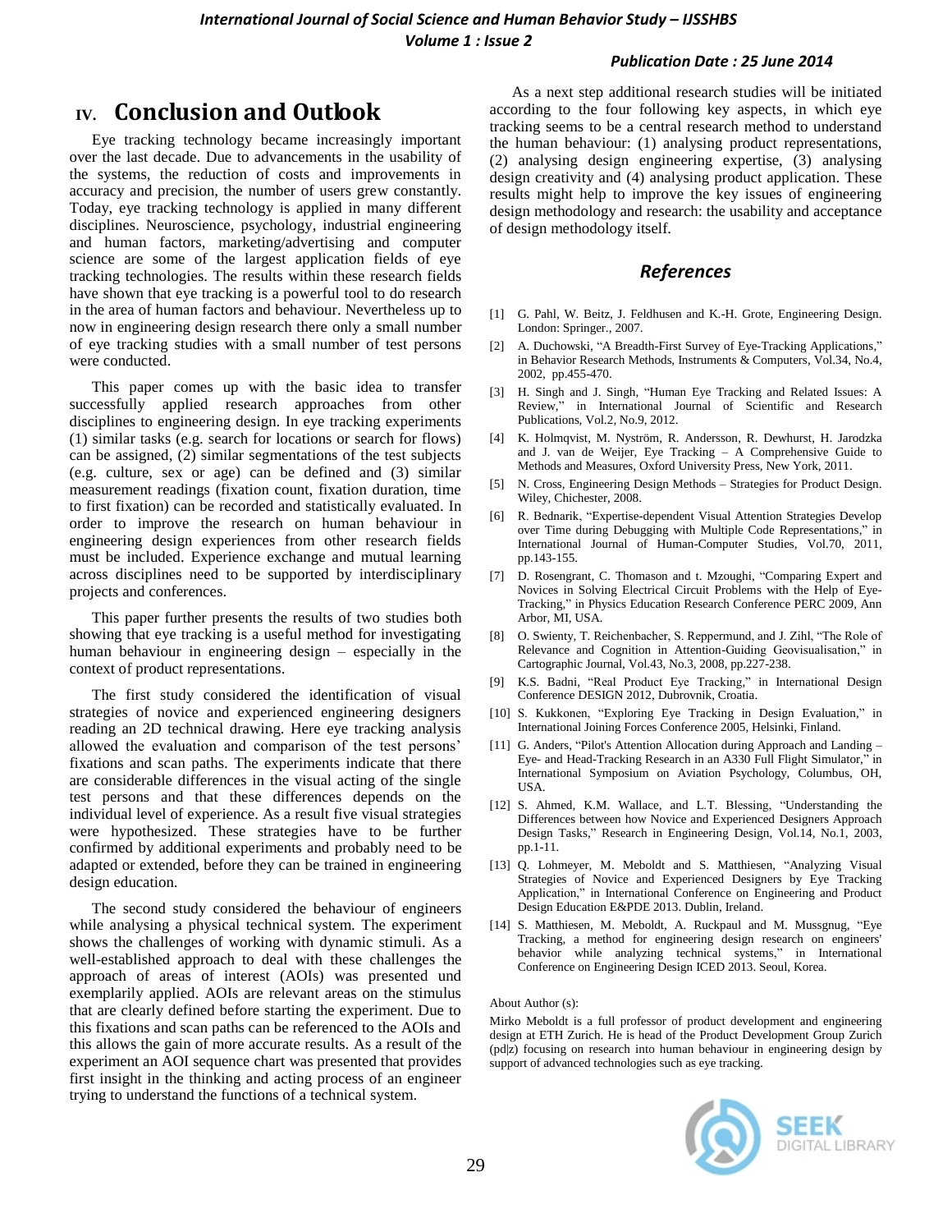## IV. Conclusion and Outlook

Eye tracking technology became increasingly important over the last decade. Due to advancements in the usability of the systems, the reduction of costs and improvements in accuracy and precision, the number of users grew constantly. Today, eye tracking technology is applied in many different disciplines. Neuroscience, psychology, industrial engineering and human factors, marketing/advertising and computer science are some of the largest application fields of eye tracking technologies. The results within these research fields have shown that eye tracking is a powerful tool to do research in the area of human factors and behaviour. Nevertheless up to now in engineering design research there only a small number of eye tracking studies with a small number of test persons were conducted.

This paper comes up with the basic idea to transfer successfully applied research approaches from other disciplines to engineering design. In eye tracking experiments (1) similar tasks (e.g. search for locations or search for flows) can be assigned, (2) similar segmentations of the test subjects (e.g. culture, sex or age) can be defined and (3) similar measurement readings (fixation count, fixation duration, time to first fixation) can be recorded and statistically evaluated. In order to improve the research on human behaviour in engineering design experiences from other research fields must be included. Experience exchange and mutual learning across disciplines need to be supported by interdisciplinary projects and conferences.

This paper further presents the results of two studies both showing that eye tracking is a useful method for investigating human behaviour in engineering design – especially in the context of product representations.

The first study considered the identification of visual strategies of novice and experienced engineering designers reading an 2D technical drawing. Here eye tracking analysis allowed the evaluation and comparison of the test persons' fixations and scan paths. The experiments indicate that there are considerable differences in the visual acting of the single test persons and that these differences depends on the individual level of experience. As a result five visual strategies were hypothesized. These strategies have to be further confirmed by additional experiments and probably need to be adapted or extended, before they can be trained in engineering design education.

The second study considered the behaviour of engineers while analysing a physical technical system. The experiment shows the challenges of working with dynamic stimuli. As a well-established approach to deal with these challenges the approach of areas of interest (AOIs) was presented und exemplarily applied. AOIs are relevant areas on the stimulus that are clearly defined before starting the experiment. Due to this fixations and scan paths can be referenced to the AOIs and this allows the gain of more accurate results. As a result of the experiment an AOI sequence chart was presented that provides first insight in the thinking and acting process of an engineer trying to understand the functions of a technical system.

As a next step additional research studies will be initiated according to the four following key aspects, in which eye tracking seems to be a central research method to understand the human behaviour: (1) analysing product representations, (2) analysing design engineering expertise, (3) analysing design creativity and (4) analysing product application. These results might help to improve the key issues of engineering design methodology and research: the usability and acceptance of design methodology itself.

## References

[1] G. Pahl, W. Beitz, J. Feldhusen and K.-H. Grote, Engineering Design. London: Springer., 2007.

[2] A. Duchowski, "A Breadth-First Survey of Eye-Tracking Applications," in Behavior Research Methods, Instruments & Computers, Vol.34, No.4, 2002, pp.455-470.

[3] H. Singh and J. Singh, "Human Eye Tracking and Related Issues: A Review," in International Journal of Scientific and Research Publications, Vol.2, No.9, 2012.

[4] K. Holmqvist, M. Nyström, R. Andersson, R. Dewhurst, H. Jarodzka and J. van de Weijer, Eye Tracking – A Comprehensive Guide to Methods and Measures, Oxford University Press, New York, 2011.

[5] N. Cross, Engineering Design Methods – Strategies for Product Design. Wiley, Chichester, 2008.

[6] R. Bednarik, "Expertise-dependent Visual Attention Strategies Develop over Time during Debugging with Multiple Code Representations," in International Journal of Human-Computer Studies, Vol.70, 2011, pp.143-155.

[7] D. Rosengrant, C. Thomason and t. Mzoughi, "Comparing Expert and Novices in Solving Electrical Circuit Problems with the Help of Eye-Tracking," in Physics Education Research Conference PERC 2009, Ann Arbor, MI, USA.

[8] O. Swienty, T. Reichenbacher, S. Reppermund, and J. Zihl, "The Role of Relevance and Cognition in Attention-Guiding Geovisualisation," in Cartographic Journal, Vol.43, No.3, 2008, pp.227-238.

[9] K.S. Badni, "Real Product Eye Tracking," in International Design Conference DESIGN 2012, Dubrovnik, Croatia.

[10] S. Kukkonen, "Exploring Eye Tracking in Design Evaluation," in International Joining Forces Conference 2005, Helsinki, Finland.

[11] G. Anders, "Pilot's Attention Allocation during Approach and Landing – Eye- and Head-Tracking Research in an A330 Full Flight Simulator," in International Symposium on Aviation Psychology, Columbus, OH, USA.

[12] S. Ahmed, K.M. Wallace, and L.T. Blessing, "Understanding the Differences between how Novice and Experienced Designers Approach Design Tasks," Research in Engineering Design, Vol.14, No.1, 2003, pp.1-11.

[13] Q. Lohmeyer, M. Meboldt and S. Matthiesen, "Analyzing Visual Strategies of Novice and Experienced Designers by Eye Tracking Application," in International Conference on Engineering and Product Design Education E&PDE 2013. Dublin, Ireland.

[14] S. Matthiesen, M. Meboldt, A. Ruckpaul and M. Mussgnug, "Eye Tracking, a method for engineering design research on engineers' behavior while analyzing technical systems," in International Conference on Engineering Design ICED 2013. Seoul, Korea.

About Author (s):

Mirko Meboldt is a full professor of product development and engineering design at ETH Zurich. He is head of the Product Development Group Zurich (pd|z) focusing on research into human behaviour in engineering design by support of advanced technologies such as eye tracking.